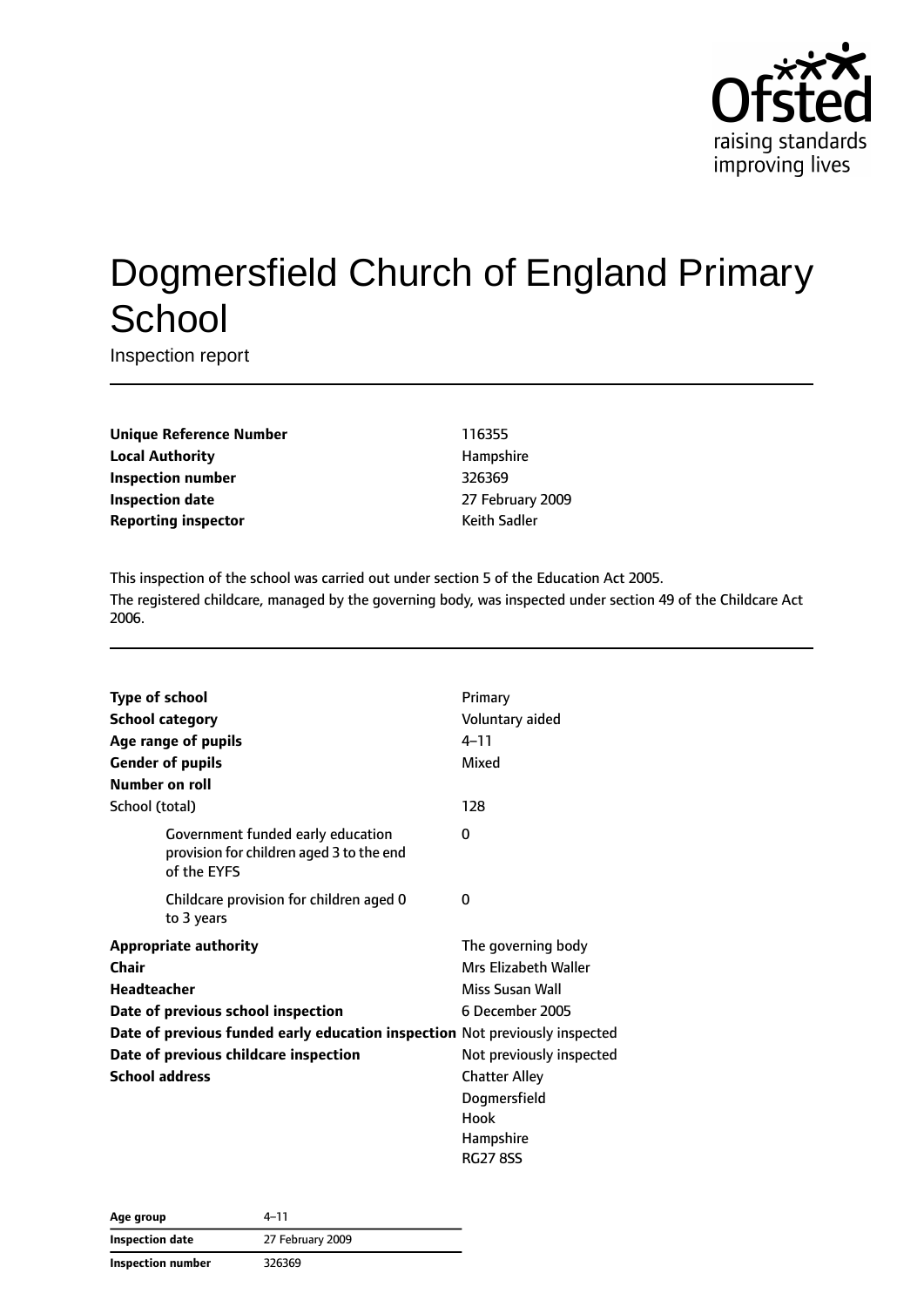# Dogmersfield Church of England Primary School

Inspection report

| | |
|---|---|
| **Unique Reference Number** | 116355 |
| **Local Authority** | Hampshire |
| **Inspection number** | 326369 |
| **Inspection date** | 27 February 2009 |
| **Reporting inspector** | Keith Sadler |

This inspection of the school was carried out under section 5 of the Education Act 2005.

The registered childcare, managed by the governing body, was inspected under section 49 of the Childcare Act 2006.

| | |
|---|---|
| **Type of school** | Primary |
| **School category** | Voluntary aided |
| **Age range of pupils** | 4–11 |
| **Gender of pupils** | Mixed |
| **Number on roll** | |
| School (total) | 128 |
| Government funded early education provision for children aged 3 to the end of the EYFS | 0 |
| Childcare provision for children aged 0 to 3 years | 0 |
| **Appropriate authority** | The governing body |
| **Chair** | Mrs Elizabeth Waller |
| **Headteacher** | Miss Susan Wall |
| **Date of previous school inspection** | 6 December 2005 |
| **Date of previous funded early education inspection** | Not previously inspected |
| **Date of previous childcare inspection** | Not previously inspected |
| **School address** | Chatter Alley<br>Dogmersfield<br>Hook<br>Hampshire<br>RG27 8SS |

| | |
|---|---|
| **Age group** | 4–11 |
| **Inspection date** | 27 February 2009 |
| **Inspection number** | 326369 |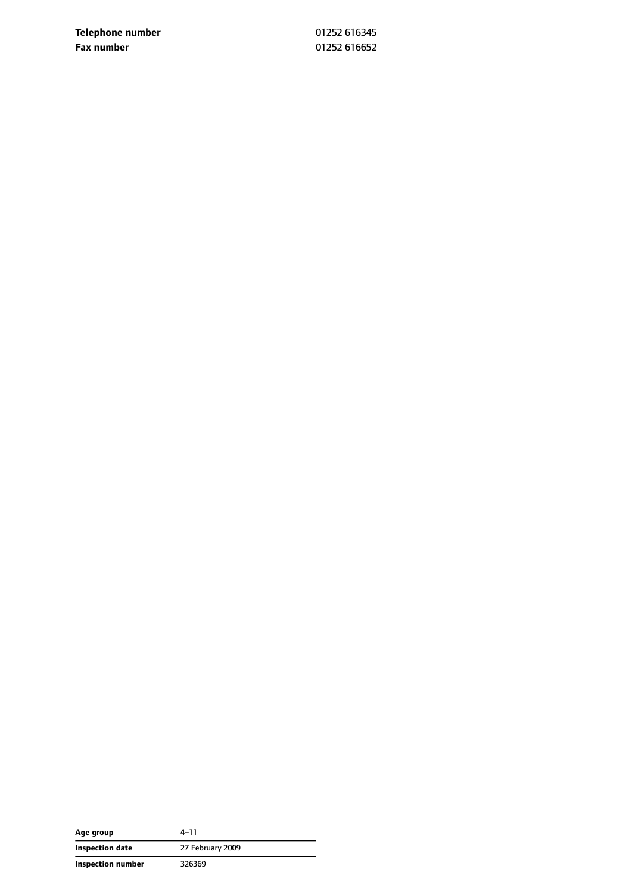| | |
|---|---|
| **Telephone number** | 01252 616345 |
| **Fax number** | 01252 616652 |

| | |
|---|---|
| **Age group** | 4–11 |
| **Inspection date** | 27 February 2009 |
| **Inspection number** | 326369 |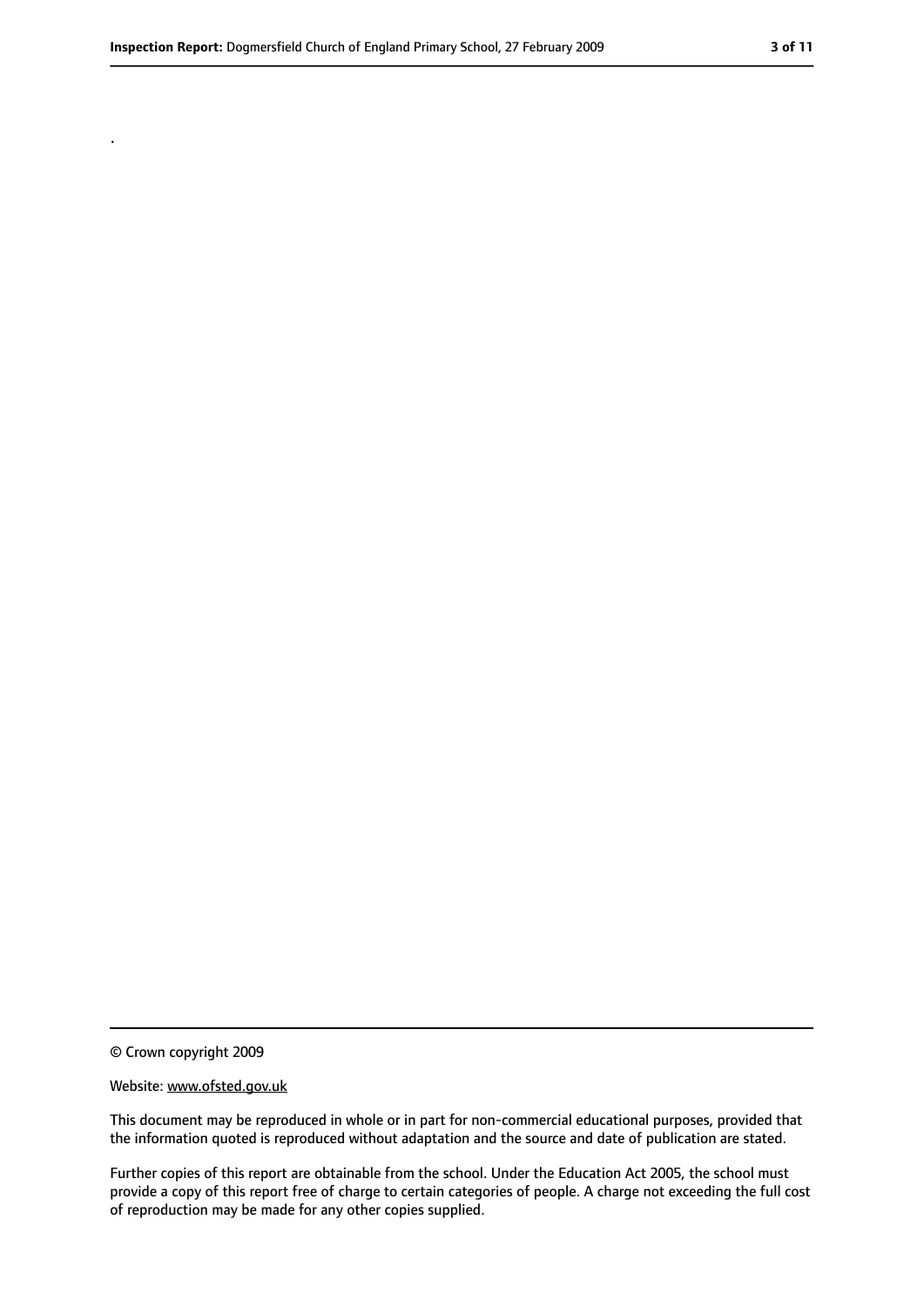.

© Crown copyright 2009

Website: www.ofsted.gov.uk

This document may be reproduced in whole or in part for non-commercial educational purposes, provided that the information quoted is reproduced without adaptation and the source and date of publication are stated.

Further copies of this report are obtainable from the school. Under the Education Act 2005, the school must provide a copy of this report free of charge to certain categories of people. A charge not exceeding the full cost of reproduction may be made for any other copies supplied.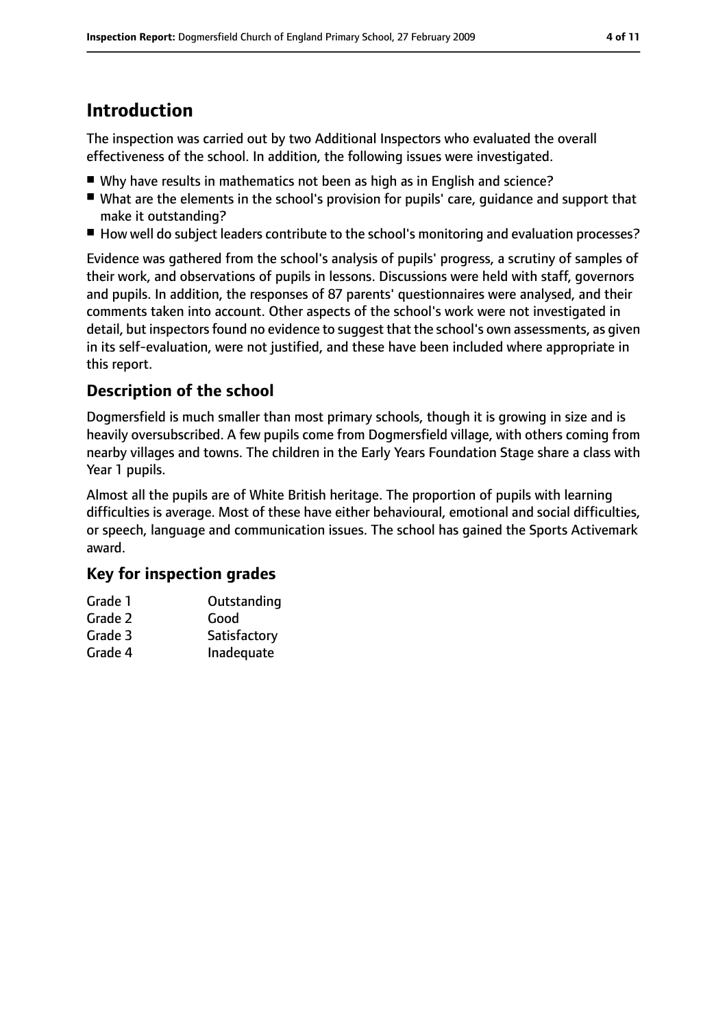# Introduction

The inspection was carried out by two Additional Inspectors who evaluated the overall effectiveness of the school. In addition, the following issues were investigated.

- Why have results in mathematics not been as high as in English and science?
- What are the elements in the school's provision for pupils' care, guidance and support that make it outstanding?
- How well do subject leaders contribute to the school's monitoring and evaluation processes?

Evidence was gathered from the school's analysis of pupils' progress, a scrutiny of samples of their work, and observations of pupils in lessons. Discussions were held with staff, governors and pupils. In addition, the responses of 87 parents' questionnaires were analysed, and their comments taken into account. Other aspects of the school's work were not investigated in detail, but inspectors found no evidence to suggest that the school's own assessments, as given in its self-evaluation, were not justified, and these have been included where appropriate in this report.

## Description of the school

Dogmersfield is much smaller than most primary schools, though it is growing in size and is heavily oversubscribed. A few pupils come from Dogmersfield village, with others coming from nearby villages and towns. The children in the Early Years Foundation Stage share a class with Year 1 pupils.

Almost all the pupils are of White British heritage. The proportion of pupils with learning difficulties is average. Most of these have either behavioural, emotional and social difficulties, or speech, language and communication issues. The school has gained the Sports Activemark award.

## Key for inspection grades

| | |
|---|---|
| Grade 1 | Outstanding |
| Grade 2 | Good |
| Grade 3 | Satisfactory |
| Grade 4 | Inadequate |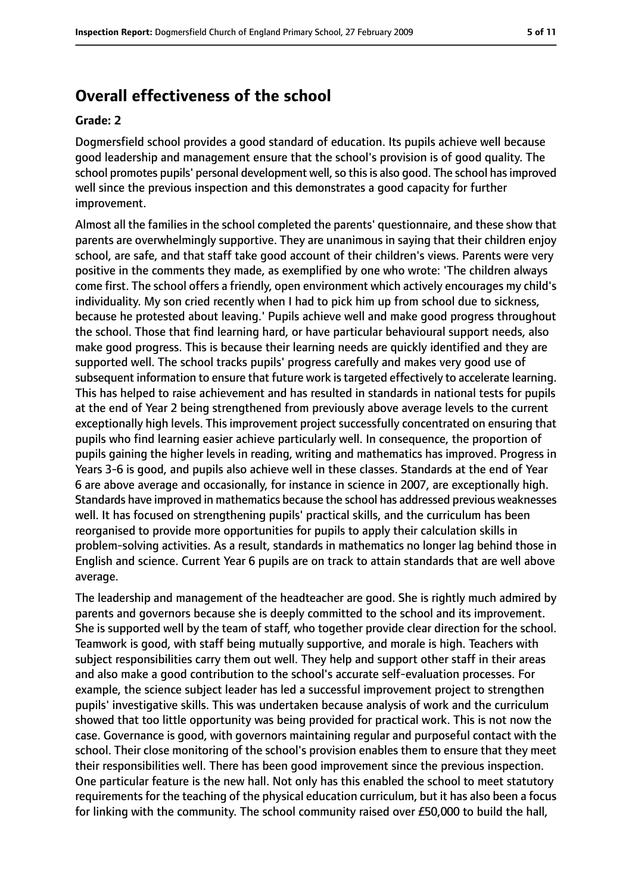## Overall effectiveness of the school

**Grade: 2**

Dogmersfield school provides a good standard of education. Its pupils achieve well because good leadership and management ensure that the school's provision is of good quality. The school promotes pupils' personal development well, so this is also good. The school has improved well since the previous inspection and this demonstrates a good capacity for further improvement.

Almost all the families in the school completed the parents' questionnaire, and these show that parents are overwhelmingly supportive. They are unanimous in saying that their children enjoy school, are safe, and that staff take good account of their children's views. Parents were very positive in the comments they made, as exemplified by one who wrote: 'The children always come first. The school offers a friendly, open environment which actively encourages my child's individuality. My son cried recently when I had to pick him up from school due to sickness, because he protested about leaving.' Pupils achieve well and make good progress throughout the school. Those that find learning hard, or have particular behavioural support needs, also make good progress. This is because their learning needs are quickly identified and they are supported well. The school tracks pupils' progress carefully and makes very good use of subsequent information to ensure that future work is targeted effectively to accelerate learning. This has helped to raise achievement and has resulted in standards in national tests for pupils at the end of Year 2 being strengthened from previously above average levels to the current exceptionally high levels. This improvement project successfully concentrated on ensuring that pupils who find learning easier achieve particularly well. In consequence, the proportion of pupils gaining the higher levels in reading, writing and mathematics has improved. Progress in Years 3-6 is good, and pupils also achieve well in these classes. Standards at the end of Year 6 are above average and occasionally, for instance in science in 2007, are exceptionally high. Standards have improved in mathematics because the school has addressed previous weaknesses well. It has focused on strengthening pupils' practical skills, and the curriculum has been reorganised to provide more opportunities for pupils to apply their calculation skills in problem-solving activities. As a result, standards in mathematics no longer lag behind those in English and science. Current Year 6 pupils are on track to attain standards that are well above average.

The leadership and management of the headteacher are good. She is rightly much admired by parents and governors because she is deeply committed to the school and its improvement. She is supported well by the team of staff, who together provide clear direction for the school. Teamwork is good, with staff being mutually supportive, and morale is high. Teachers with subject responsibilities carry them out well. They help and support other staff in their areas and also make a good contribution to the school's accurate self-evaluation processes. For example, the science subject leader has led a successful improvement project to strengthen pupils' investigative skills. This was undertaken because analysis of work and the curriculum showed that too little opportunity was being provided for practical work. This is not now the case. Governance is good, with governors maintaining regular and purposeful contact with the school. Their close monitoring of the school's provision enables them to ensure that they meet their responsibilities well. There has been good improvement since the previous inspection. One particular feature is the new hall. Not only has this enabled the school to meet statutory requirements for the teaching of the physical education curriculum, but it has also been a focus for linking with the community. The school community raised over £50,000 to build the hall,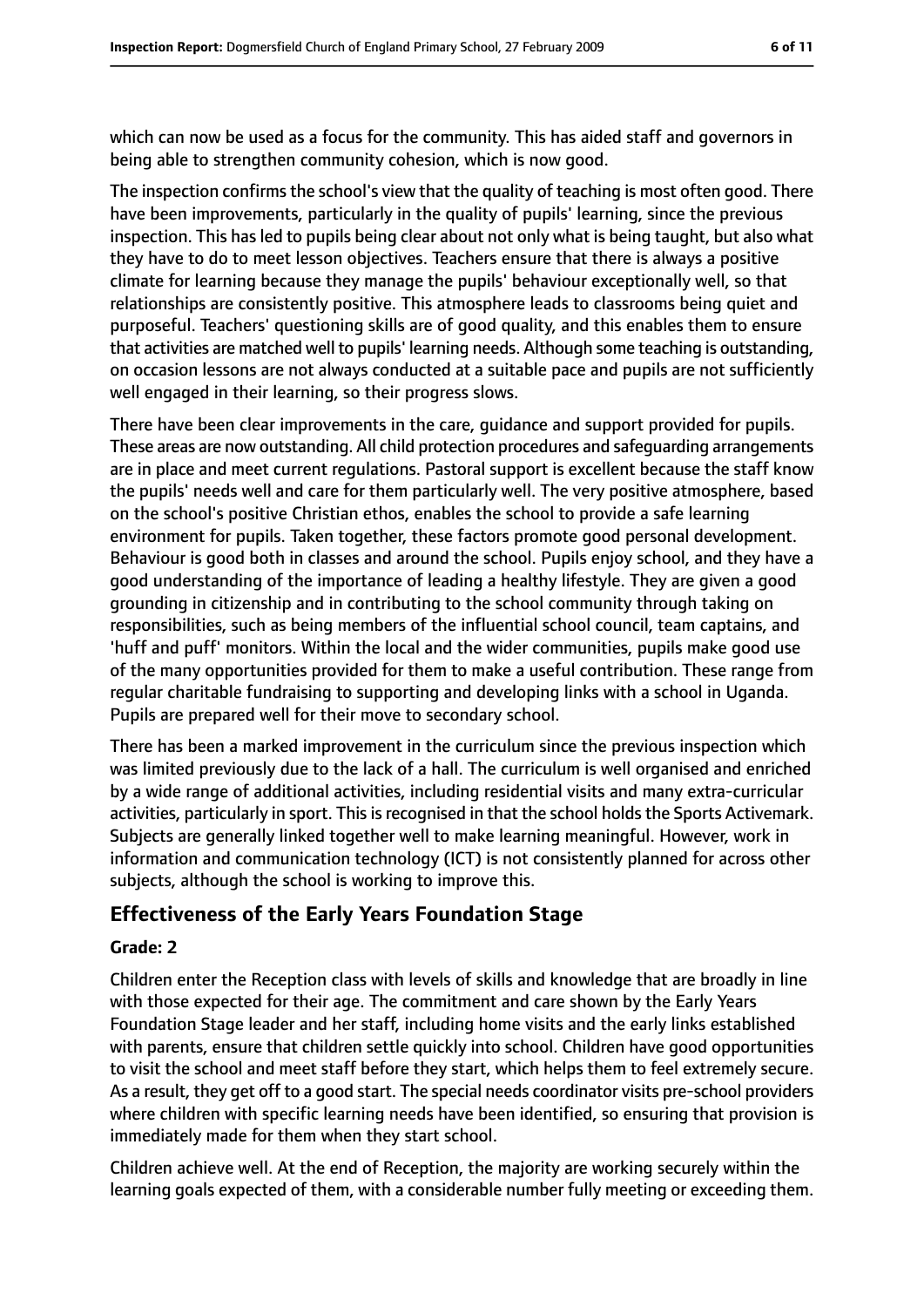which can now be used as a focus for the community. This has aided staff and governors in being able to strengthen community cohesion, which is now good.

The inspection confirms the school's view that the quality of teaching is most often good. There have been improvements, particularly in the quality of pupils' learning, since the previous inspection. This has led to pupils being clear about not only what is being taught, but also what they have to do to meet lesson objectives. Teachers ensure that there is always a positive climate for learning because they manage the pupils' behaviour exceptionally well, so that relationships are consistently positive. This atmosphere leads to classrooms being quiet and purposeful. Teachers' questioning skills are of good quality, and this enables them to ensure that activities are matched well to pupils' learning needs. Although some teaching is outstanding, on occasion lessons are not always conducted at a suitable pace and pupils are not sufficiently well engaged in their learning, so their progress slows.

There have been clear improvements in the care, guidance and support provided for pupils. These areas are now outstanding. All child protection procedures and safeguarding arrangements are in place and meet current regulations. Pastoral support is excellent because the staff know the pupils' needs well and care for them particularly well. The very positive atmosphere, based on the school's positive Christian ethos, enables the school to provide a safe learning environment for pupils. Taken together, these factors promote good personal development. Behaviour is good both in classes and around the school. Pupils enjoy school, and they have a good understanding of the importance of leading a healthy lifestyle. They are given a good grounding in citizenship and in contributing to the school community through taking on responsibilities, such as being members of the influential school council, team captains, and 'huff and puff' monitors. Within the local and the wider communities, pupils make good use of the many opportunities provided for them to make a useful contribution. These range from regular charitable fundraising to supporting and developing links with a school in Uganda. Pupils are prepared well for their move to secondary school.

There has been a marked improvement in the curriculum since the previous inspection which was limited previously due to the lack of a hall. The curriculum is well organised and enriched by a wide range of additional activities, including residential visits and many extra-curricular activities, particularly in sport. This is recognised in that the school holds the Sports Activemark. Subjects are generally linked together well to make learning meaningful. However, work in information and communication technology (ICT) is not consistently planned for across other subjects, although the school is working to improve this.

## Effectiveness of the Early Years Foundation Stage

### Grade: 2

Children enter the Reception class with levels of skills and knowledge that are broadly in line with those expected for their age. The commitment and care shown by the Early Years Foundation Stage leader and her staff, including home visits and the early links established with parents, ensure that children settle quickly into school. Children have good opportunities to visit the school and meet staff before they start, which helps them to feel extremely secure. As a result, they get off to a good start. The special needs coordinator visits pre-school providers where children with specific learning needs have been identified, so ensuring that provision is immediately made for them when they start school.

Children achieve well. At the end of Reception, the majority are working securely within the learning goals expected of them, with a considerable number fully meeting or exceeding them.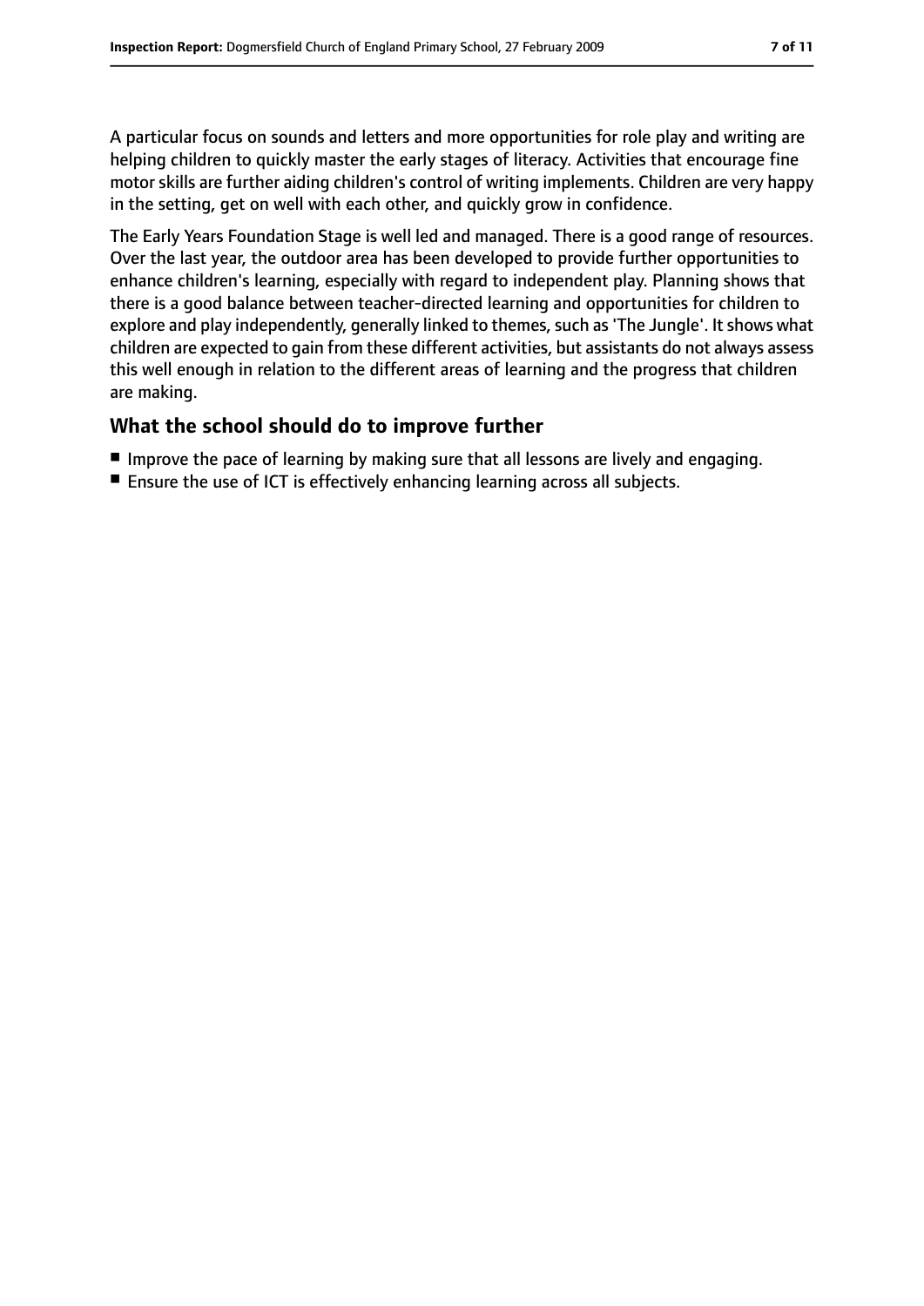A particular focus on sounds and letters and more opportunities for role play and writing are helping children to quickly master the early stages of literacy. Activities that encourage fine motor skills are further aiding children's control of writing implements. Children are very happy in the setting, get on well with each other, and quickly grow in confidence.

The Early Years Foundation Stage is well led and managed. There is a good range of resources. Over the last year, the outdoor area has been developed to provide further opportunities to enhance children's learning, especially with regard to independent play. Planning shows that there is a good balance between teacher-directed learning and opportunities for children to explore and play independently, generally linked to themes, such as 'The Jungle'. It shows what children are expected to gain from these different activities, but assistants do not always assess this well enough in relation to the different areas of learning and the progress that children are making.

## What the school should do to improve further

- Improve the pace of learning by making sure that all lessons are lively and engaging.
- Ensure the use of ICT is effectively enhancing learning across all subjects.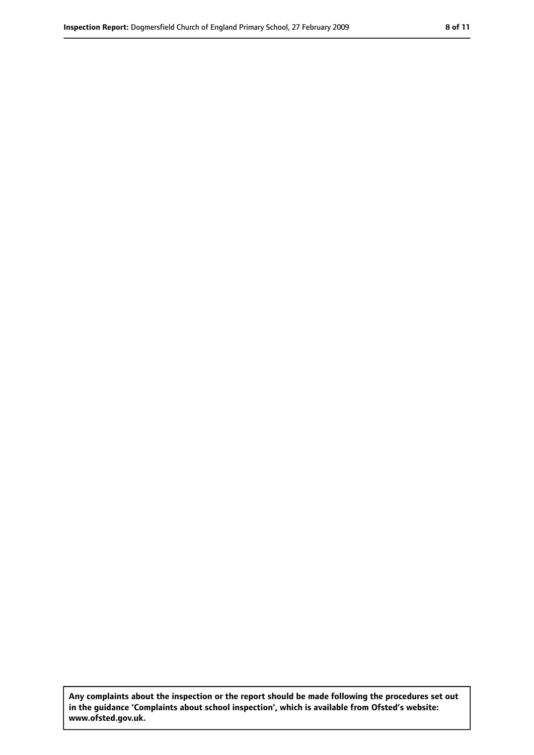**Any complaints about the inspection or the report should be made following the procedures set out in the guidance 'Complaints about school inspection', which is available from Ofsted's website: www.ofsted.gov.uk.**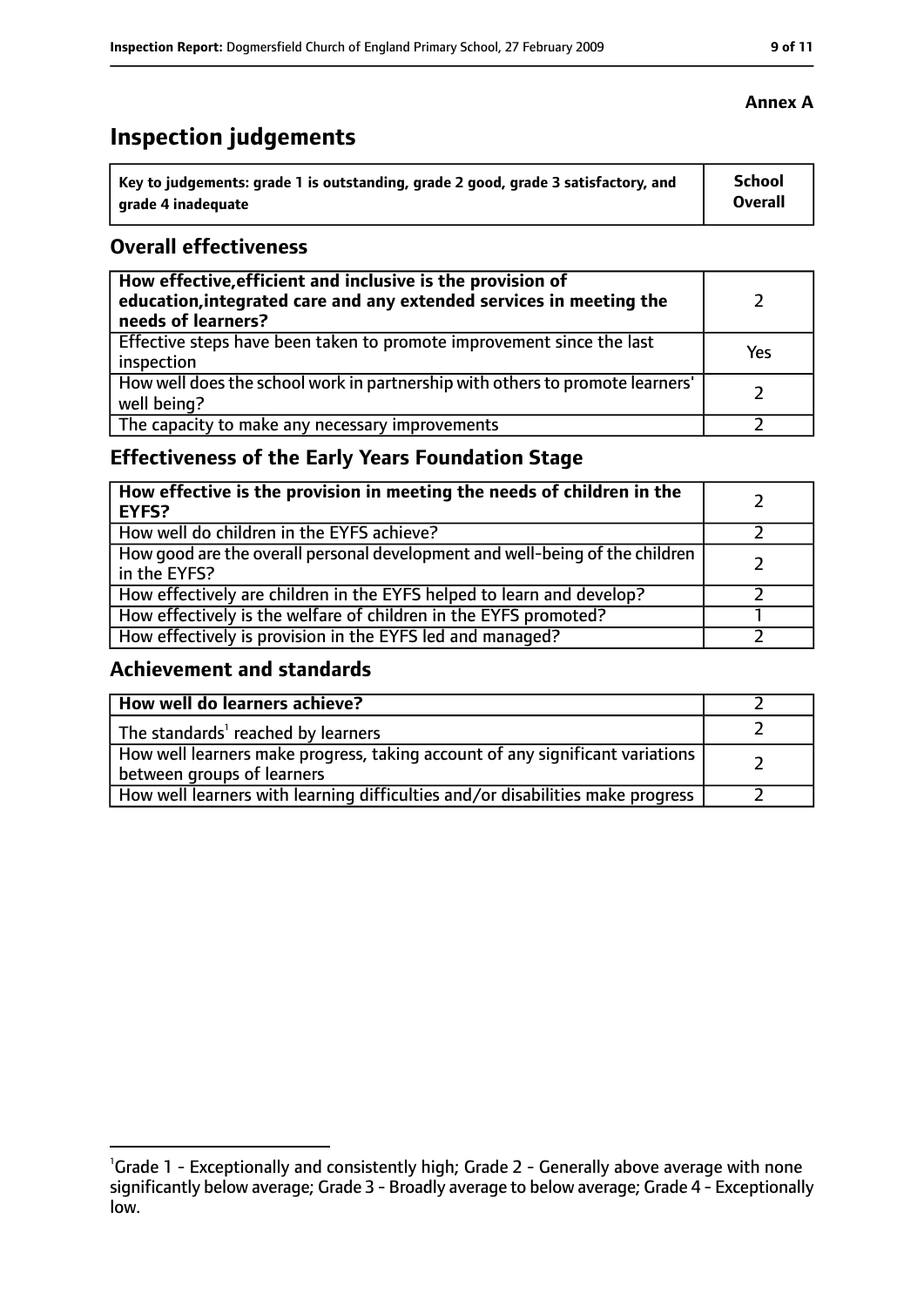**Annex A**

# Inspection judgements

| Key to judgements: grade 1 is outstanding, grade 2 good, grade 3 satisfactory, and grade 4 inadequate | School Overall |
|---|---|

## Overall effectiveness

| | |
|---|---|
| **How effective, efficient and inclusive is the provision of education, integrated care and any extended services in meeting the needs of learners?** | 2 |
| Effective steps have been taken to promote improvement since the last inspection | Yes |
| How well does the school work in partnership with others to promote learners' well being? | 2 |
| The capacity to make any necessary improvements | 2 |

## Effectiveness of the Early Years Foundation Stage

| | |
|---|---|
| **How effective is the provision in meeting the needs of children in the EYFS?** | 2 |
| How well do children in the EYFS achieve? | 2 |
| How good are the overall personal development and well-being of the children in the EYFS? | 2 |
| How effectively are children in the EYFS helped to learn and develop? | 2 |
| How effectively is the welfare of children in the EYFS promoted? | 1 |
| How effectively is provision in the EYFS led and managed? | 2 |

## Achievement and standards

| | |
|---|---|
| **How well do learners achieve?** | 2 |
| The standards[1] reached by learners | 2 |
| How well learners make progress, taking account of any significant variations between groups of learners | 2 |
| How well learners with learning difficulties and/or disabilities make progress | 2 |

[1] Grade 1 - Exceptionally and consistently high; Grade 2 - Generally above average with none significantly below average; Grade 3 - Broadly average to below average; Grade 4 - Exceptionally low.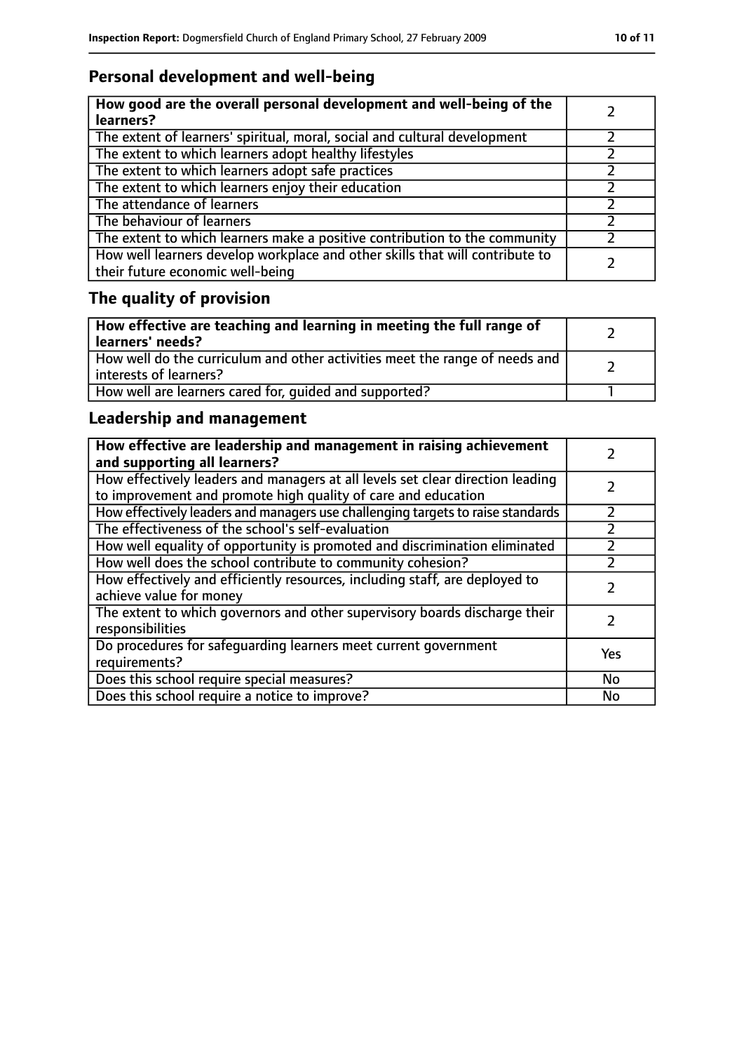## Personal development and well-being

| **How good are the overall personal development and well-being of the learners?** | 2 |
|---|---|
| The extent of learners' spiritual, moral, social and cultural development | 2 |
| The extent to which learners adopt healthy lifestyles | 2 |
| The extent to which learners adopt safe practices | 2 |
| The extent to which learners enjoy their education | 2 |
| The attendance of learners | 2 |
| The behaviour of learners | 2 |
| The extent to which learners make a positive contribution to the community | 2 |
| How well learners develop workplace and other skills that will contribute to their future economic well-being | 2 |

## The quality of provision

| **How effective are teaching and learning in meeting the full range of learners' needs?** | 2 |
|---|---|
| How well do the curriculum and other activities meet the range of needs and interests of learners? | 2 |
| How well are learners cared for, guided and supported? | 1 |

## Leadership and management

| **How effective are leadership and management in raising achievement and supporting all learners?** | 2 |
|---|---|
| How effectively leaders and managers at all levels set clear direction leading to improvement and promote high quality of care and education | 2 |
| How effectively leaders and managers use challenging targets to raise standards | 2 |
| The effectiveness of the school's self-evaluation | 2 |
| How well equality of opportunity is promoted and discrimination eliminated | 2 |
| How well does the school contribute to community cohesion? | 2 |
| How effectively and efficiently resources, including staff, are deployed to achieve value for money | 2 |
| The extent to which governors and other supervisory boards discharge their responsibilities | 2 |
| Do procedures for safeguarding learners meet current government requirements? | Yes |
| Does this school require special measures? | No |
| Does this school require a notice to improve? | No |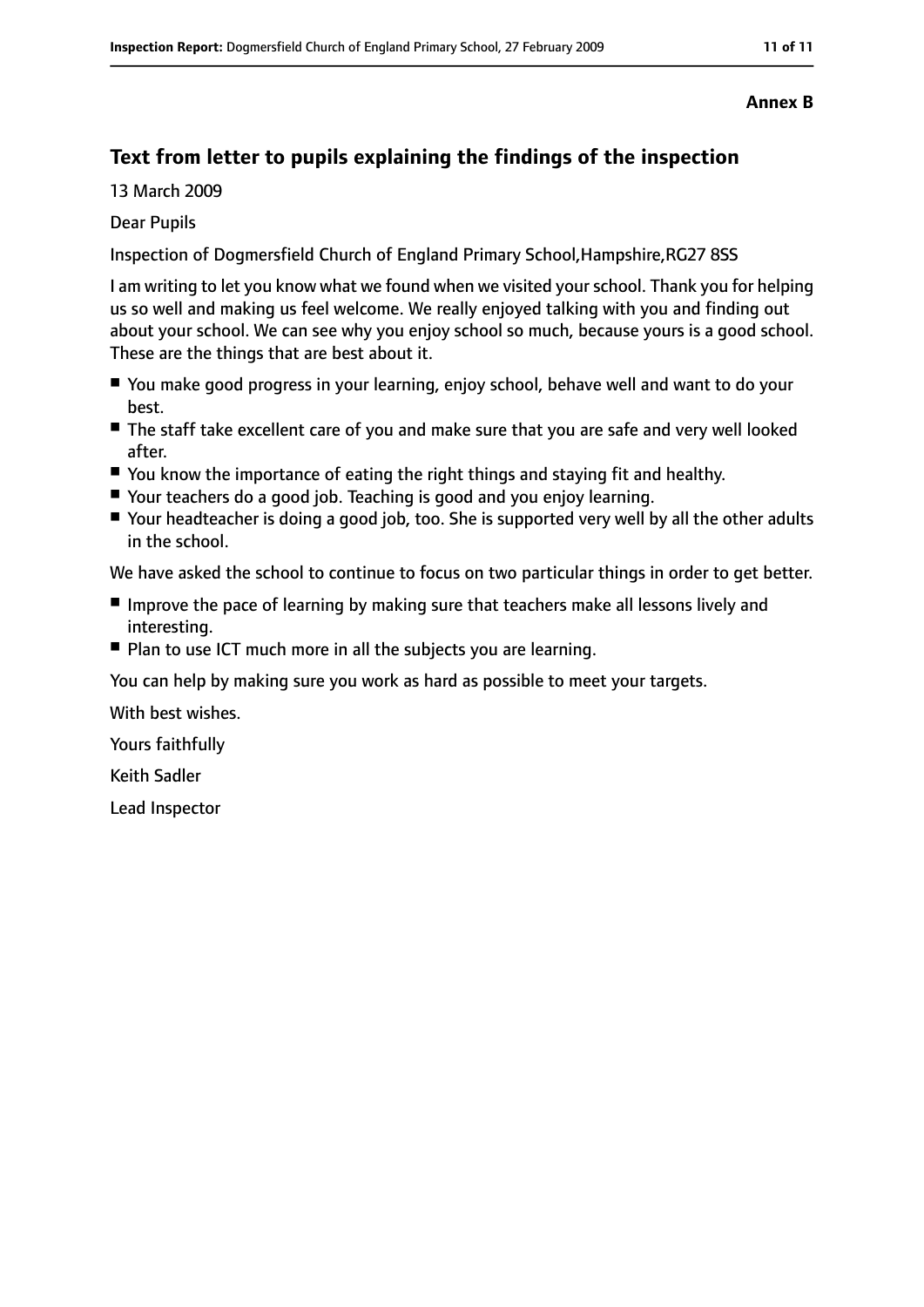**Annex B**

## Text from letter to pupils explaining the findings of the inspection

13 March 2009

Dear Pupils

Inspection of Dogmersfield Church of England Primary School,Hampshire,RG27 8SS

I am writing to let you know what we found when we visited your school. Thank you for helping us so well and making us feel welcome. We really enjoyed talking with you and finding out about your school. We can see why you enjoy school so much, because yours is a good school. These are the things that are best about it.

- You make good progress in your learning, enjoy school, behave well and want to do your best.
- The staff take excellent care of you and make sure that you are safe and very well looked after.
- You know the importance of eating the right things and staying fit and healthy.
- Your teachers do a good job. Teaching is good and you enjoy learning.
- Your headteacher is doing a good job, too. She is supported very well by all the other adults in the school.

We have asked the school to continue to focus on two particular things in order to get better.

- Improve the pace of learning by making sure that teachers make all lessons lively and interesting.
- Plan to use ICT much more in all the subjects you are learning.

You can help by making sure you work as hard as possible to meet your targets.

With best wishes.

Yours faithfully

Keith Sadler

Lead Inspector